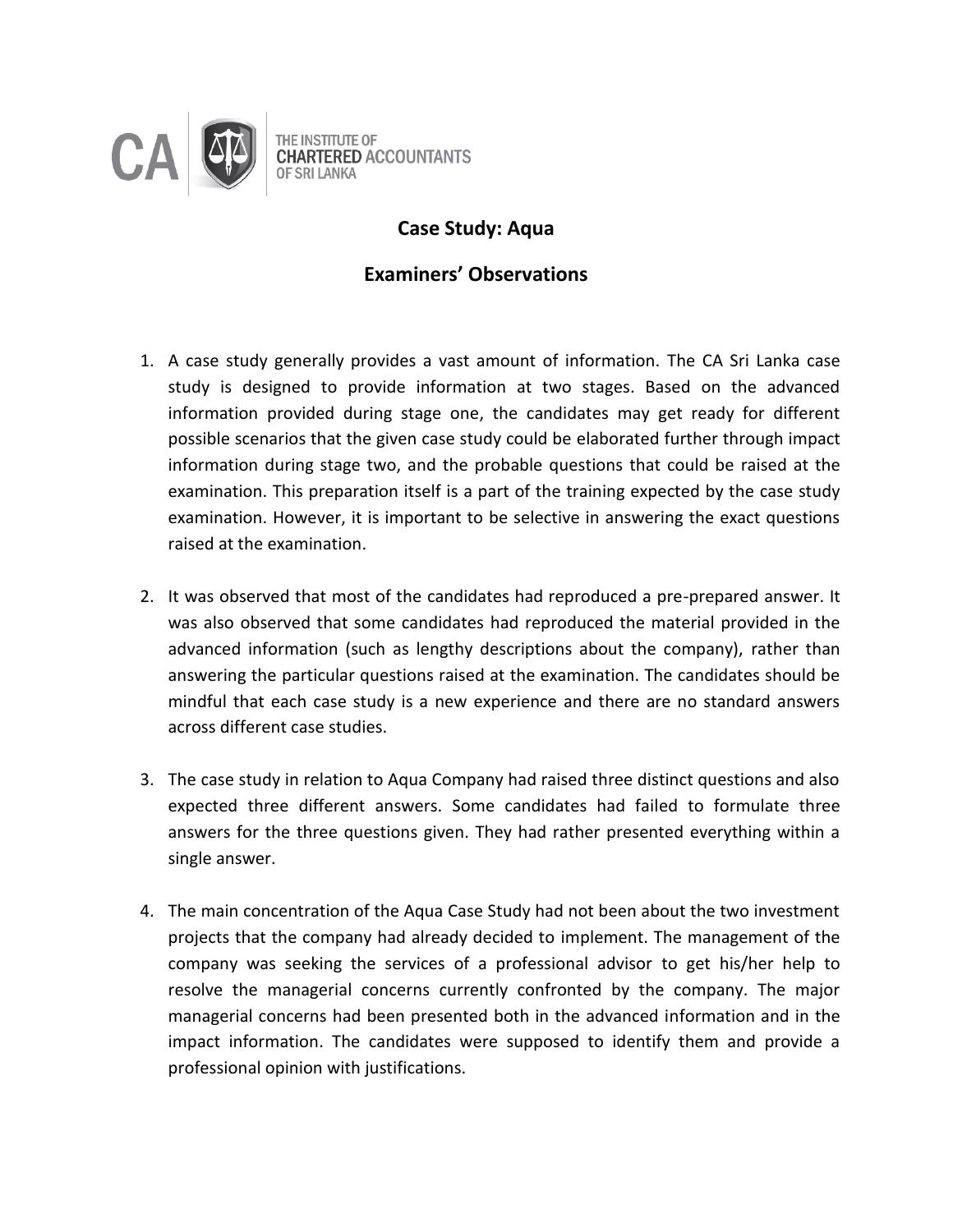THE INSTITUTE OF CHARTERED ACCOUNTANTS OF SRI LANKA

## Case Study: Aqua

## Examiners' Observations

1. A case study generally provides a vast amount of information. The CA Sri Lanka case study is designed to provide information at two stages. Based on the advanced information provided during stage one, the candidates may get ready for different possible scenarios that the given case study could be elaborated further through impact information during stage two, and the probable questions that could be raised at the examination. This preparation itself is a part of the training expected by the case study examination. However, it is important to be selective in answering the exact questions raised at the examination.

2. It was observed that most of the candidates had reproduced a pre-prepared answer. It was also observed that some candidates had reproduced the material provided in the advanced information (such as lengthy descriptions about the company), rather than answering the particular questions raised at the examination. The candidates should be mindful that each case study is a new experience and there are no standard answers across different case studies.

3. The case study in relation to Aqua Company had raised three distinct questions and also expected three different answers. Some candidates had failed to formulate three answers for the three questions given. They had rather presented everything within a single answer.

4. The main concentration of the Aqua Case Study had not been about the two investment projects that the company had already decided to implement. The management of the company was seeking the services of a professional advisor to get his/her help to resolve the managerial concerns currently confronted by the company. The major managerial concerns had been presented both in the advanced information and in the impact information. The candidates were supposed to identify them and provide a professional opinion with justifications.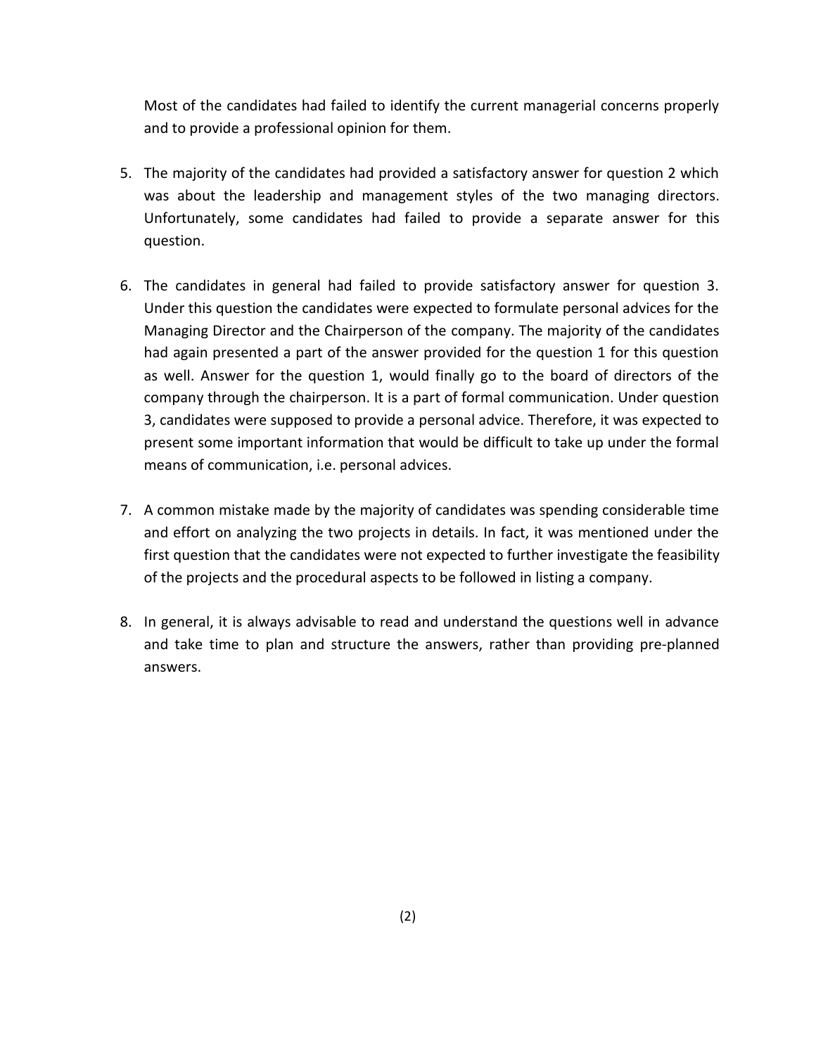Most of the candidates had failed to identify the current managerial concerns properly and to provide a professional opinion for them.

5. The majority of the candidates had provided a satisfactory answer for question 2 which was about the leadership and management styles of the two managing directors. Unfortunately, some candidates had failed to provide a separate answer for this question.

6. The candidates in general had failed to provide satisfactory answer for question 3. Under this question the candidates were expected to formulate personal advices for the Managing Director and the Chairperson of the company. The majority of the candidates had again presented a part of the answer provided for the question 1 for this question as well. Answer for the question 1, would finally go to the board of directors of the company through the chairperson. It is a part of formal communication. Under question 3, candidates were supposed to provide a personal advice. Therefore, it was expected to present some important information that would be difficult to take up under the formal means of communication, i.e. personal advices.

7. A common mistake made by the majority of candidates was spending considerable time and effort on analyzing the two projects in details. In fact, it was mentioned under the first question that the candidates were not expected to further investigate the feasibility of the projects and the procedural aspects to be followed in listing a company.

8. In general, it is always advisable to read and understand the questions well in advance and take time to plan and structure the answers, rather than providing pre-planned answers.